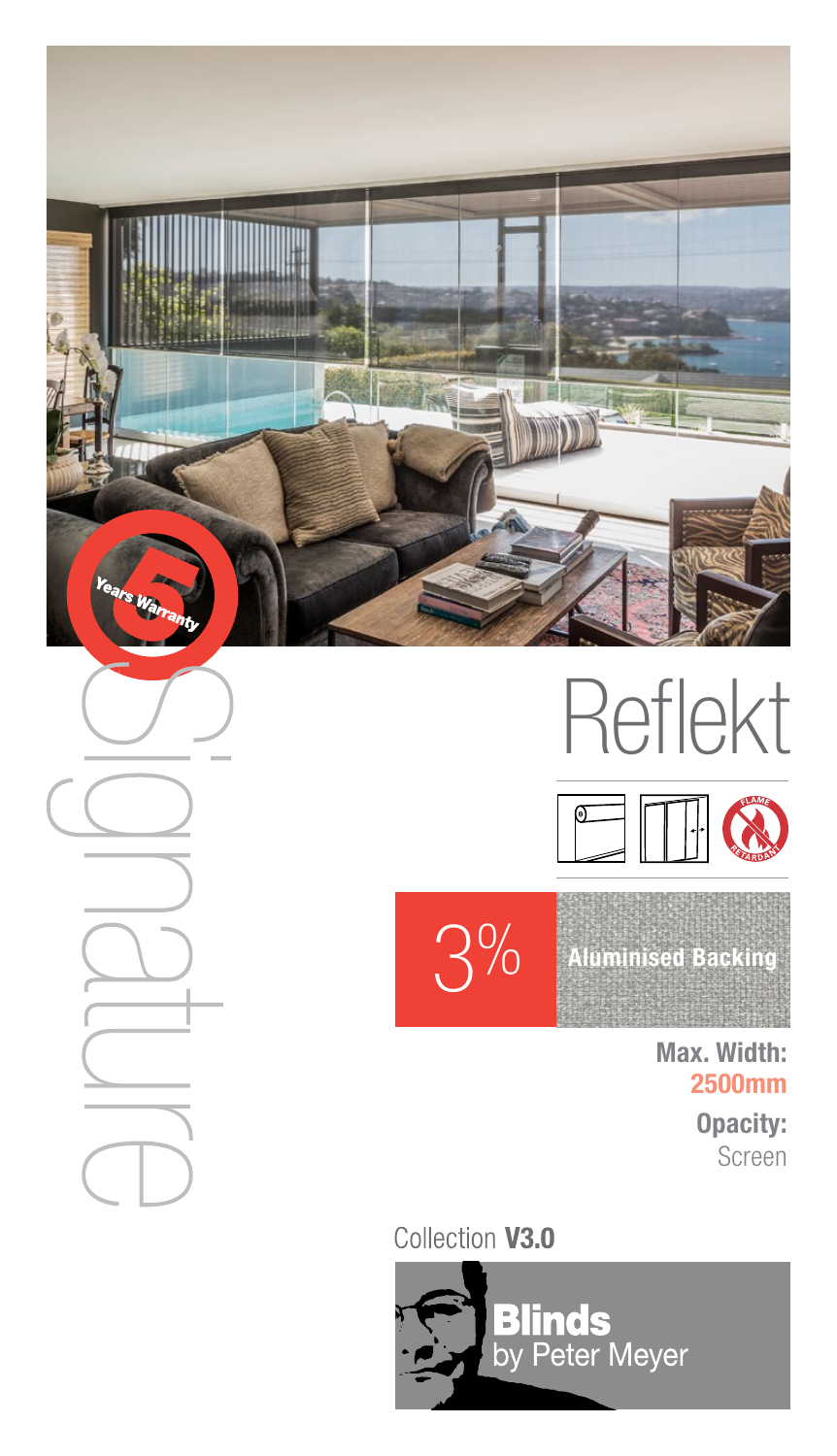5 Years Warranty

Signature

# Reflekt

FLAME RETARDANT

3%

Aluminised Backing

**Max. Width:** **2500mm**

**Opacity:** Screen

Collection **V3.0**

**Blinds** by Peter Meyer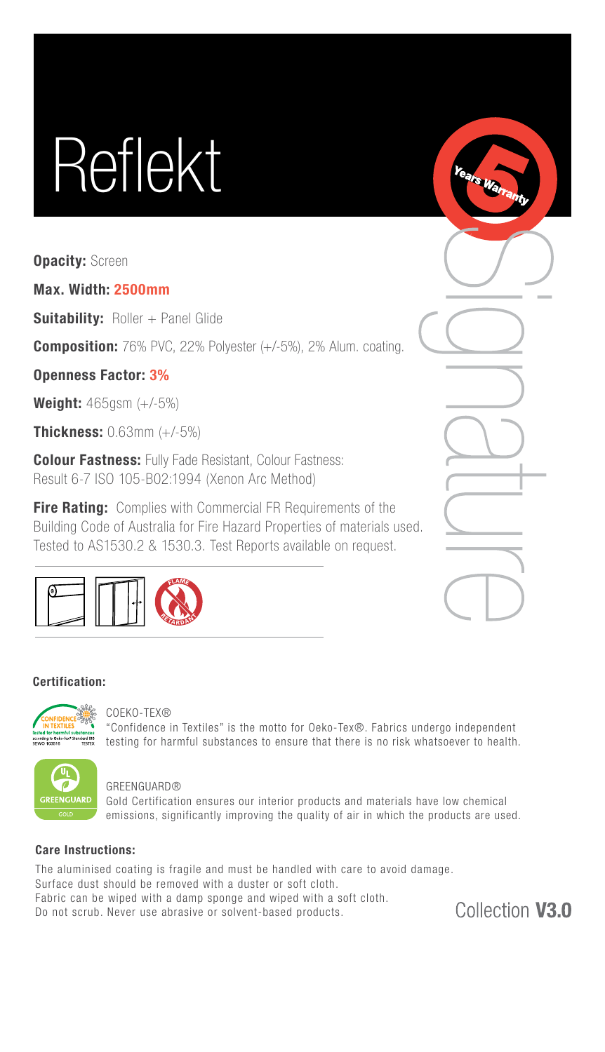# Reflekt

5 Years Warranty

Signature

**Opacity:** Screen

**Max. Width: 2500mm**

**Suitability:** Roller + Panel Glide

**Composition:** 76% PVC, 22% Polyester (+/-5%), 2% Alum. coating.

**Openness Factor: 3%**

**Weight:** 465gsm (+/-5%)

**Thickness:** 0.63mm (+/-5%)

**Colour Fastness:** Fully Fade Resistant, Colour Fastness: Result 6-7 ISO 105-B02:1994 (Xenon Arc Method)

**Fire Rating:** Complies with Commercial FR Requirements of the Building Code of Australia for Fire Hazard Properties of materials used. Tested to AS1530.2 & 1530.3. Test Reports available on request.

FLAME RETARDANT

**Certification:**

COEKO-TEX®
"Confidence in Textiles" is the motto for Oeko-Tex®. Fabrics undergo independent testing for harmful substances to ensure that there is no risk whatsoever to health.

GREENGUARD®
Gold Certification ensures our interior products and materials have low chemical emissions, significantly improving the quality of air in which the products are used.

**Care Instructions:**

The aluminised coating is fragile and must be handled with care to avoid damage.
Surface dust should be removed with a duster or soft cloth.
Fabric can be wiped with a damp sponge and wiped with a soft cloth.
Do not scrub. Never use abrasive or solvent-based products.

Collection **V3.0**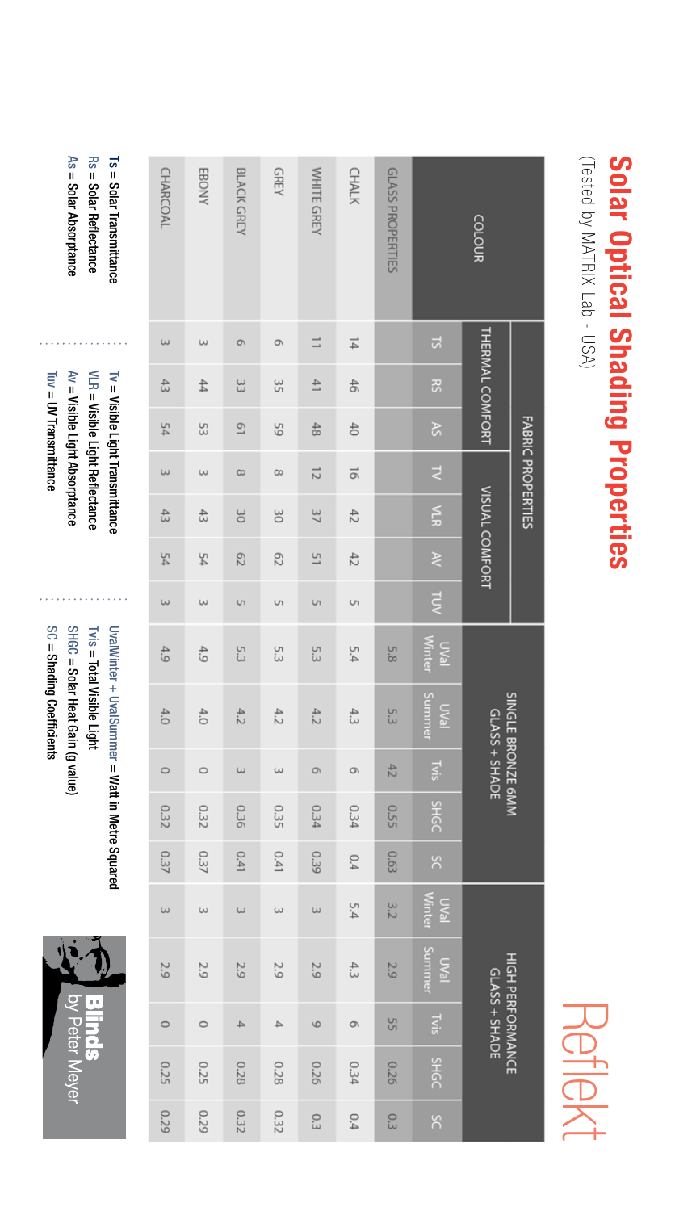# Solar Optical Shading Properties

(Tested by MATRIX Lab - USA)

Reflekt

| COLOUR | FABRIC PROPERTIES | | | | | | | SINGLE BRONZE 6MM GLASS + SHADE | | | | | HIGH PERFORMANCE GLASS + SHADE | | | | |
|---|---|---|---|---|---|---|---|---|---|---|---|---|---|---|---|---|---|
| | THERMAL COMFORT | | | VISUAL COMFORT | | | | | | | | | | | | | |
| | TS | RS | AS | TV | VLR | AV | TUV | UVal Winter | UVal Summer | Tvis | SHGC | SC | UVal Winter | UVal Summer | Tvis | SHGC | SC |
| GLASS PROPERTIES | | | | | | | | 5.8 | 5.3 | 42 | 0.55 | 0.63 | 3.2 | 2.9 | 55 | 0.26 | 0.3 |
| CHALK | 14 | 46 | 40 | 16 | 42 | 42 | 5 | 5.4 | 4.3 | 6 | 0.34 | 0.4 | 5.4 | 4.3 | 6 | 0.34 | 0.4 |
| WHITE GREY | 11 | 41 | 48 | 12 | 37 | 51 | 5 | 5.3 | 4.2 | 6 | 0.34 | 0.39 | 3 | 2.9 | 9 | 0.26 | 0.3 |
| GREY | 6 | 35 | 59 | 8 | 30 | 62 | 5 | 5.3 | 4.2 | 3 | 0.35 | 0.41 | 3 | 2.9 | 4 | 0.28 | 0.32 |
| BLACK GREY | 6 | 33 | 61 | 8 | 30 | 62 | 5 | 5.3 | 4.2 | 3 | 0.36 | 0.41 | 3 | 2.9 | 4 | 0.28 | 0.32 |
| EBONY | 3 | 44 | 53 | 3 | 43 | 54 | 3 | 4.9 | 4.0 | 0 | 0.32 | 0.37 | 3 | 2.9 | 0 | 0.25 | 0.29 |
| CHARCOAL | 3 | 43 | 54 | 3 | 43 | 54 | 3 | 4.9 | 4.0 | 0 | 0.32 | 0.37 | 3 | 2.9 | 0 | 0.25 | 0.29 |

**Ts** = Solar Transmittance
**Rs** = Solar Reflectance
**As** = Solar Absorptance

**Tv** = Visible Light Transmittance
**VLR** = Visible Light Reflectance
**Av** = Visible Light Absorptance
**Tuv** = UV Transmittance

**UvalWinter + UvalSummer** = Watt in Metre Squared
**Tvis** = Total Visible Light
**SHGC** = Solar Heat Gain (g value)
**SC** = Shading Coefficients

**Blinds** by Peter Meyer